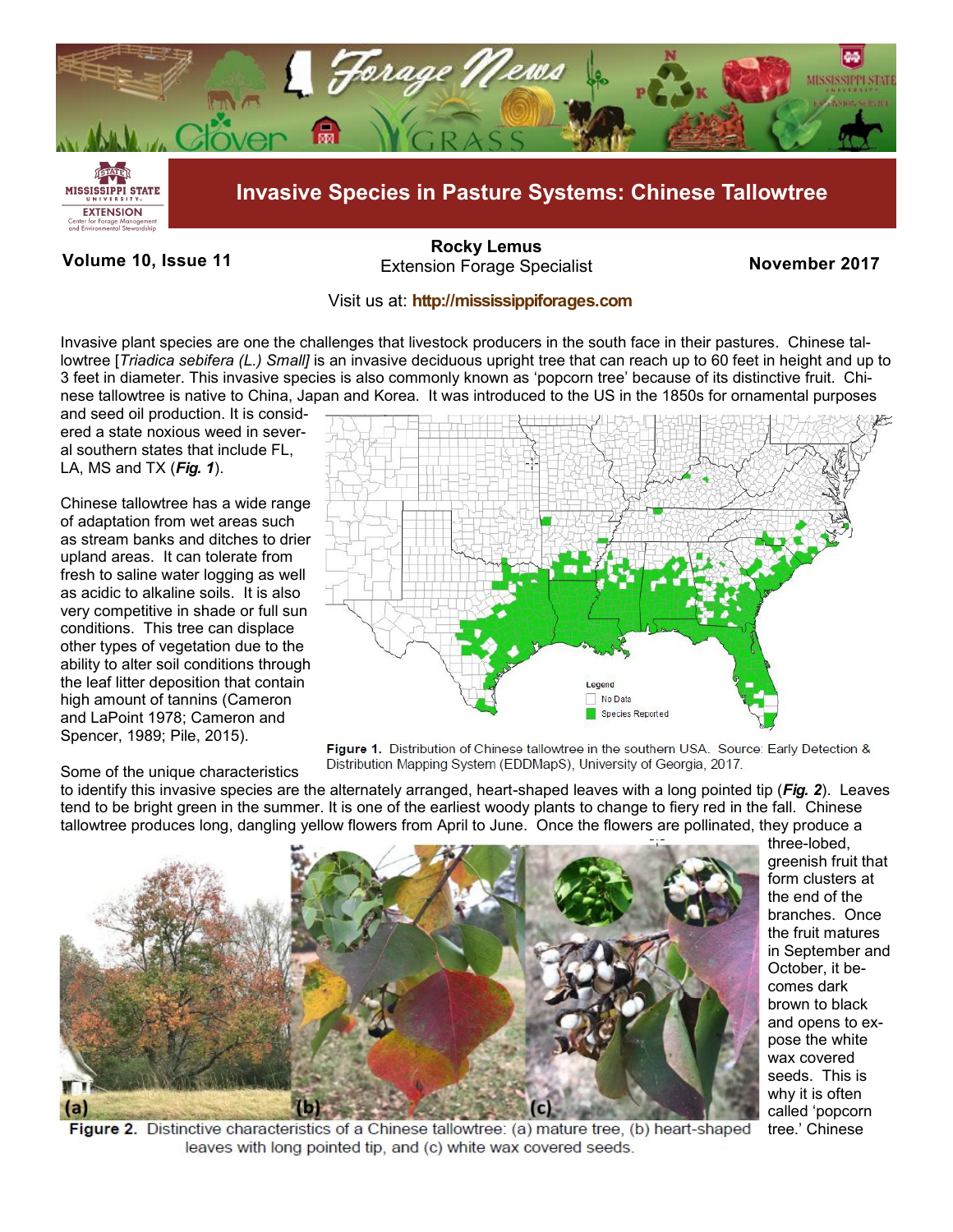# Invasive Species in Pasture Systems: Chinese Tallowtree

**Volume 10, Issue 11**

**Rocky Lemus**
Extension Forage Specialist

**November 2017**

Visit us at: **http://mississippiforages.com**

Invasive plant species are one the challenges that livestock producers in the south face in their pastures. Chinese tallowtree [*Triadica sebifera (L.) Small]* is an invasive deciduous upright tree that can reach up to 60 feet in height and up to 3 feet in diameter. This invasive species is also commonly known as 'popcorn tree' because of its distinctive fruit. Chinese tallowtree is native to China, Japan and Korea. It was introduced to the US in the 1850s for ornamental purposes and seed oil production. It is considered a state noxious weed in several southern states that include FL, LA, MS and TX (***Fig. 1***).

Chinese tallowtree has a wide range of adaptation from wet areas such as stream banks and ditches to drier upland areas. It can tolerate from fresh to saline water logging as well as acidic to alkaline soils. It is also very competitive in shade or full sun conditions. This tree can displace other types of vegetation due to the ability to alter soil conditions through the leaf litter deposition that contain high amount of tannins (Cameron and LaPoint 1978; Cameron and Spencer, 1989; Pile, 2015).

**Figure 1.** Distribution of Chinese tallowtree in the southern USA. Source: Early Detection & Distribution Mapping System (EDDMapS), University of Georgia, 2017.

Some of the unique characteristics to identify this invasive species are the alternately arranged, heart-shaped leaves with a long pointed tip (***Fig. 2***). Leaves tend to be bright green in the summer. It is one of the earliest woody plants to change to fiery red in the fall. Chinese tallowtree produces long, dangling yellow flowers from April to June. Once the flowers are pollinated, they produce a three-lobed, greenish fruit that form clusters at the end of the branches. Once the fruit matures in September and October, it becomes dark brown to black and opens to expose the white wax covered seeds. This is why it is often called 'popcorn tree.' Chinese

**Figure 2.** Distinctive characteristics of a Chinese tallowtree: (a) mature tree, (b) heart-shaped leaves with long pointed tip, and (c) white wax covered seeds.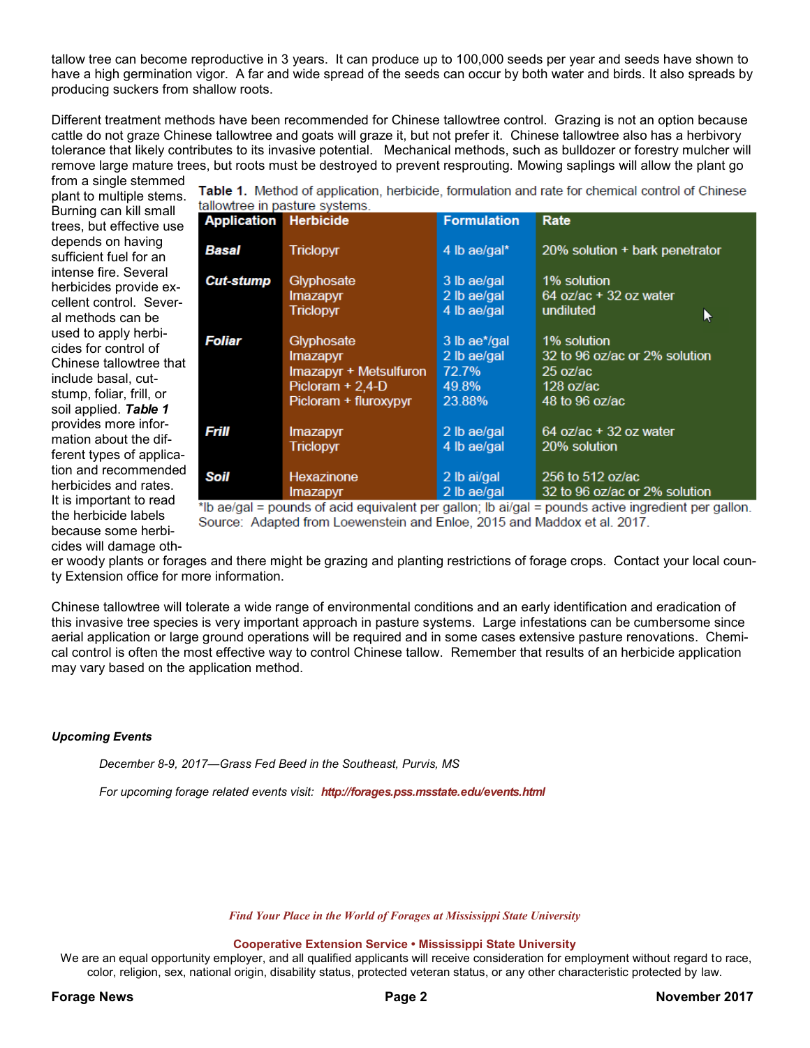tallow tree can become reproductive in 3 years. It can produce up to 100,000 seeds per year and seeds have shown to have a high germination vigor. A far and wide spread of the seeds can occur by both water and birds. It also spreads by producing suckers from shallow roots.

Different treatment methods have been recommended for Chinese tallowtree control. Grazing is not an option because cattle do not graze Chinese tallowtree and goats will graze it, but not prefer it. Chinese tallowtree also has a herbivory tolerance that likely contributes to its invasive potential. Mechanical methods, such as bulldozer or forestry mulcher will remove large mature trees, but roots must be destroyed to prevent resprouting. Mowing saplings will allow the plant go from a single stemmed plant to multiple stems. Burning can kill small trees, but effective use depends on having sufficient fuel for an intense fire. Several herbicides provide excellent control. Several methods can be used to apply herbicides for control of Chinese tallowtree that include basal, cut-stump, foliar, frill, or soil applied. ***Table 1*** provides more information about the different types of application and recommended herbicides and rates. It is important to read the herbicide labels because some herbicides will damage other woody plants or forages and there might be grazing and planting restrictions of forage crops. Contact your local county Extension office for more information.

**Table 1.** Method of application, herbicide, formulation and rate for chemical control of Chinese tallowtree in pasture systems.

| Application | Herbicide | Formulation | Rate |
|---|---|---|---|
| ***Basal*** | Triclopyr | 4 lb ae/gal* | 20% solution + bark penetrator |
| ***Cut-stump*** | Glyphosate | 3 lb ae/gal | 1% solution |
| | Imazapyr | 2 lb ae/gal | 64 oz/ac + 32 oz water |
| | Triclopyr | 4 lb ae/gal | undiluted |
| ***Foliar*** | Glyphosate | 3 lb ae*/gal | 1% solution |
| | Imazapyr | 2 lb ae/gal | 32 to 96 oz/ac or 2% solution |
| | Imazapyr + Metsulfuron | 72.7% | 25 oz/ac |
| | Picloram + 2,4-D | 49.8% | 128 oz/ac |
| | Picloram + fluroxypyr | 23.88% | 48 to 96 oz/ac |
| ***Frill*** | Imazapyr | 2 lb ae/gal | 64 oz/ac + 32 oz water |
| | Triclopyr | 4 lb ae/gal | 20% solution |
| ***Soil*** | Hexazinone | 2 lb ai/gal | 256 to 512 oz/ac |
| | Imazapyr | 2 lb ae/gal | 32 to 96 oz/ac or 2% solution |

*lb ae/gal = pounds of acid equivalent per gallon; lb ai/gal = pounds active ingredient per gallon.
Source: Adapted from Loewenstein and Enloe, 2015 and Maddox et al. 2017.

Chinese tallowtree will tolerate a wide range of environmental conditions and an early identification and eradication of this invasive tree species is very important approach in pasture systems. Large infestations can be cumbersome since aerial application or large ground operations will be required and in some cases extensive pasture renovations. Chemical control is often the most effective way to control Chinese tallow. Remember that results of an herbicide application may vary based on the application method.

***Upcoming Events***

*December 8-9, 2017—Grass Fed Beed in the Southeast, Purvis, MS*

*For upcoming forage related events visit:* ***http://forages.pss.msstate.edu/events.html***

***Find Your Place in the World of Forages at Mississippi State University***

**Cooperative Extension Service • Mississippi State University**

We are an equal opportunity employer, and all qualified applicants will receive consideration for employment without regard to race, color, religion, sex, national origin, disability status, protected veteran status, or any other characteristic protected by law.